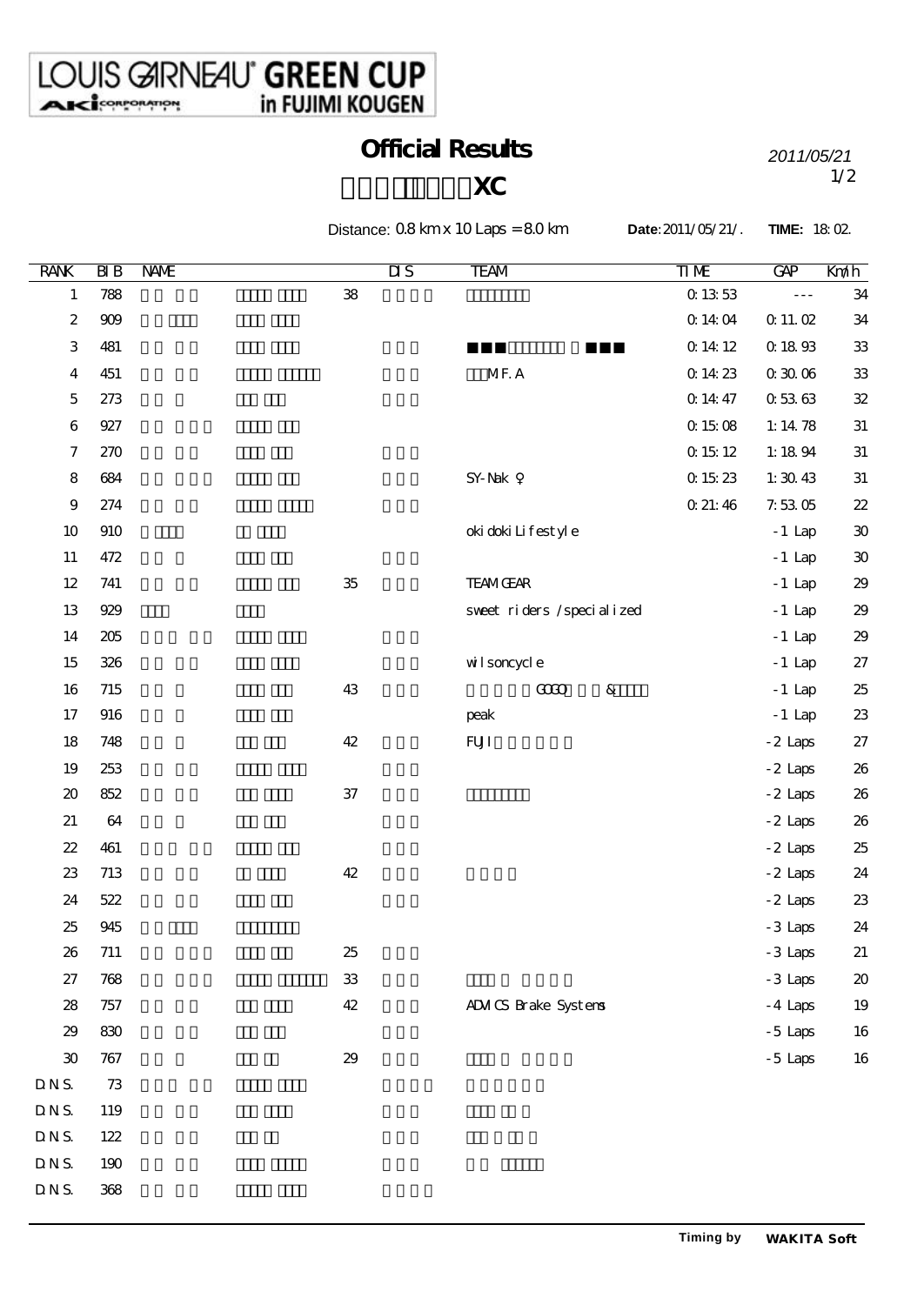# LOUIS GARNEAU® GREEN CUP in FUJIMI KOUGEN

AKI CORPORATION

## Official Results

## XC

*2011/05/21*

Distance: 0.8 km x 10 Laps = 8.0 km　　**Date**: 2011/05/21/.　　**TIME:** 18:02.

| RANK | BIB | NAME | | DIS | TEAM | TIME | GAP | Km/h |
|---|---|---|---|---|---|---|---|---|
| 1 | 788 | | 38 | | | 0:13:53 | --- | 34 |
| 2 | 909 | | | | | 0:14:04 | 0:11.02 | 34 |
| 3 | 481 | | | | | 0:14:12 | 0:18.93 | 33 |
| 4 | 451 | | | | M.F.A | 0:14:23 | 0:30.06 | 33 |
| 5 | 273 | | | | | 0:14:47 | 0:53.63 | 32 |
| 6 | 927 | | | | | 0:15:08 | 1:14.78 | 31 |
| 7 | 270 | | | | | 0:15:12 | 1:18.94 | 31 |
| 8 | 684 | | | | SY-Nak ♀ | 0:15:23 | 1:30.43 | 31 |
| 9 | 274 | | | | | 0:21:46 | 7:53.05 | 22 |
| 10 | 910 | | | | okidoki Lifestyle | | -1 Lap | 30 |
| 11 | 472 | | | | | | -1 Lap | 30 |
| 12 | 741 | | 35 | | TEAM GEAR | | -1 Lap | 29 |
| 13 | 929 | | | | sweet riders /specialized | | -1 Lap | 29 |
| 14 | 205 | | | | | | -1 Lap | 29 |
| 15 | 326 | | | | wilsoncycle | | -1 Lap | 27 |
| 16 | 715 | | 43 | | GOGO &amp; | | -1 Lap | 25 |
| 17 | 916 | | | | peak | | -1 Lap | 23 |
| 18 | 748 | | 42 | | FUJI | | -2 Laps | 27 |
| 19 | 253 | | | | | | -2 Laps | 26 |
| 20 | 852 | | 37 | | | | -2 Laps | 26 |
| 21 | 64 | | | | | | -2 Laps | 26 |
| 22 | 461 | | | | | | -2 Laps | 25 |
| 23 | 713 | | 42 | | | | -2 Laps | 24 |
| 24 | 522 | | | | | | -2 Laps | 23 |
| 25 | 945 | | | | | | -3 Laps | 24 |
| 26 | 711 | | 25 | | | | -3 Laps | 21 |
| 27 | 768 | | 33 | | | | -3 Laps | 20 |
| 28 | 757 | | 42 | | ADVICS Brake Systems | | -4 Laps | 19 |
| 29 | 830 | | | | | | -5 Laps | 16 |
| 30 | 767 | | 29 | | | | -5 Laps | 16 |
| D.N.S. | 73 | | | | | | | |
| D.N.S. | 119 | | | | | | | |
| D.N.S. | 122 | | | | | | | |
| D.N.S. | 190 | | | | | | | |
| D.N.S. | 368 | | | | | | | |

**Timing by WAKITA Soft**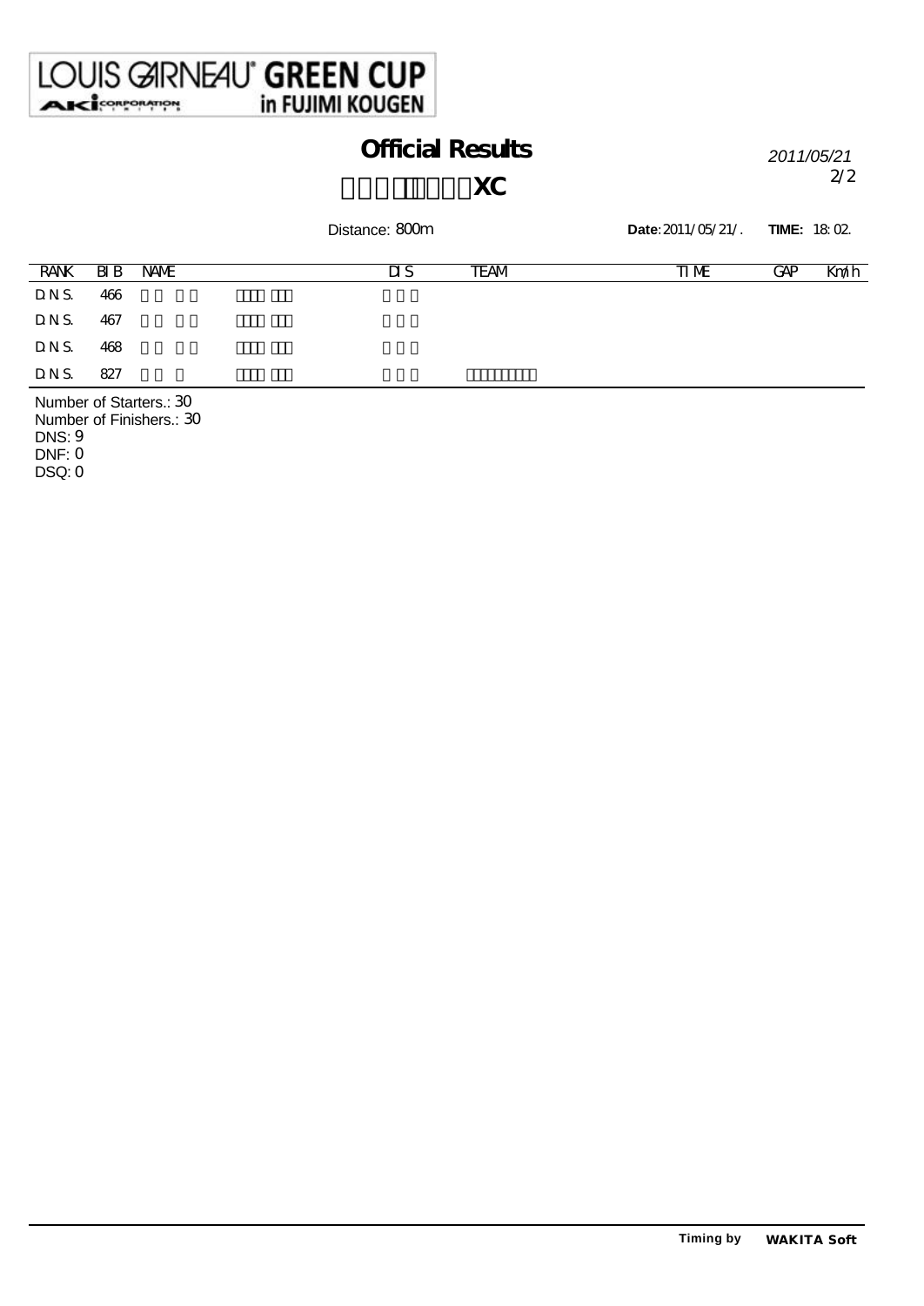LOUIS GARNEAU GREEN CUP in FUJIMI KOUGEN

AKI CORPORATION

# Official Results

## XC

2011/05/21

Distance: 800m

**Date**:2011/05/21/. **TIME:** 18:02.

| RANK | BIB | NAME | | DIS | TEAM | TIME | GAP | Km/h |
|---|---|---|---|---|---|---|---|---|
| D.N.S. | 466 | | | | | | | |
| D.N.S. | 467 | | | | | | | |
| D.N.S. | 468 | | | | | | | |
| D.N.S. | 827 | | | | | | | |

Number of Starters.: 30
Number of Finishers.: 30
DNS: 9
DNF: 0
DSQ: 0

Timing by WAKITA Soft